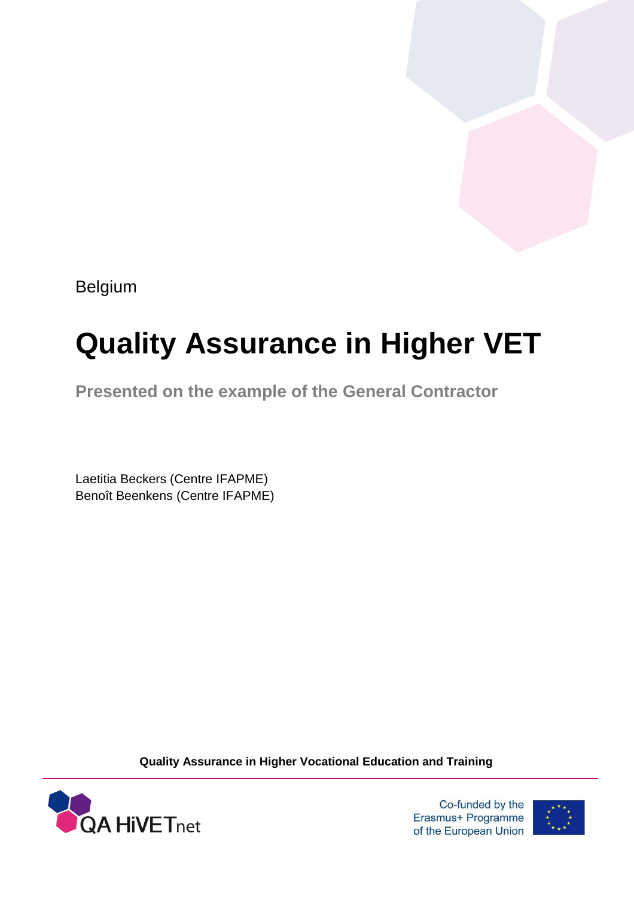Belgium

# Quality Assurance in Higher VET

## Presented on the example of the General Contractor

Laetitia Beckers (Centre IFAPME)
Benoît Beenkens (Centre IFAPME)

**Quality Assurance in Higher Vocational Education and Training**

QA HiVETnet

Co-funded by the Erasmus+ Programme of the European Union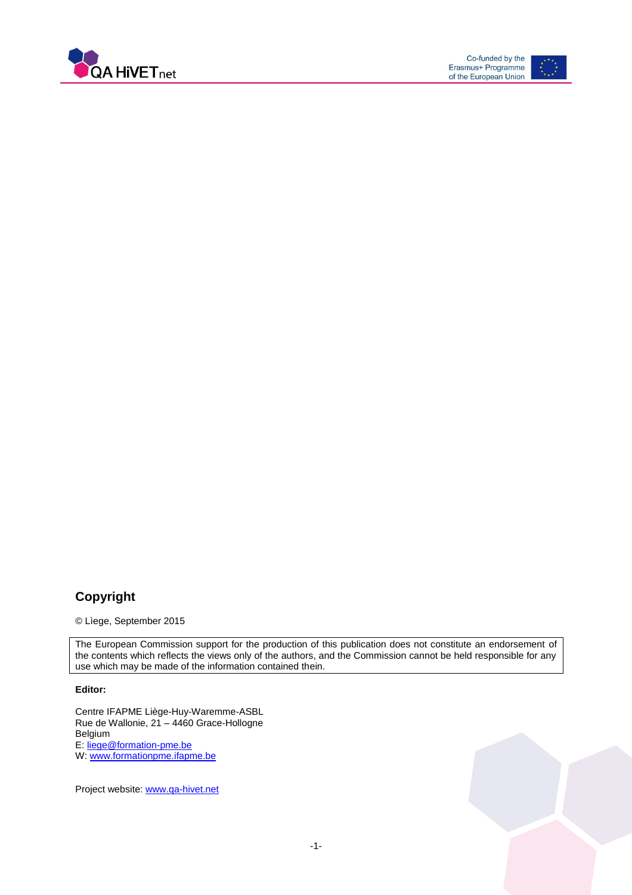## Copyright

© Lìege, September 2015

The European Commission support for the production of this publication does not constitute an endorsement of the contents which reflects the views only of the authors, and the Commission cannot be held responsible for any use which may be made of the information contained thein.

**Editor:**

Centre IFAPME Liège-Huy-Waremme-ASBL
Rue de Wallonie, 21 – 4460 Grace-Hollogne
Belgium
E: liege@formation-pme.be
W: www.formationpme.ifapme.be

Project website: www.qa-hivet.net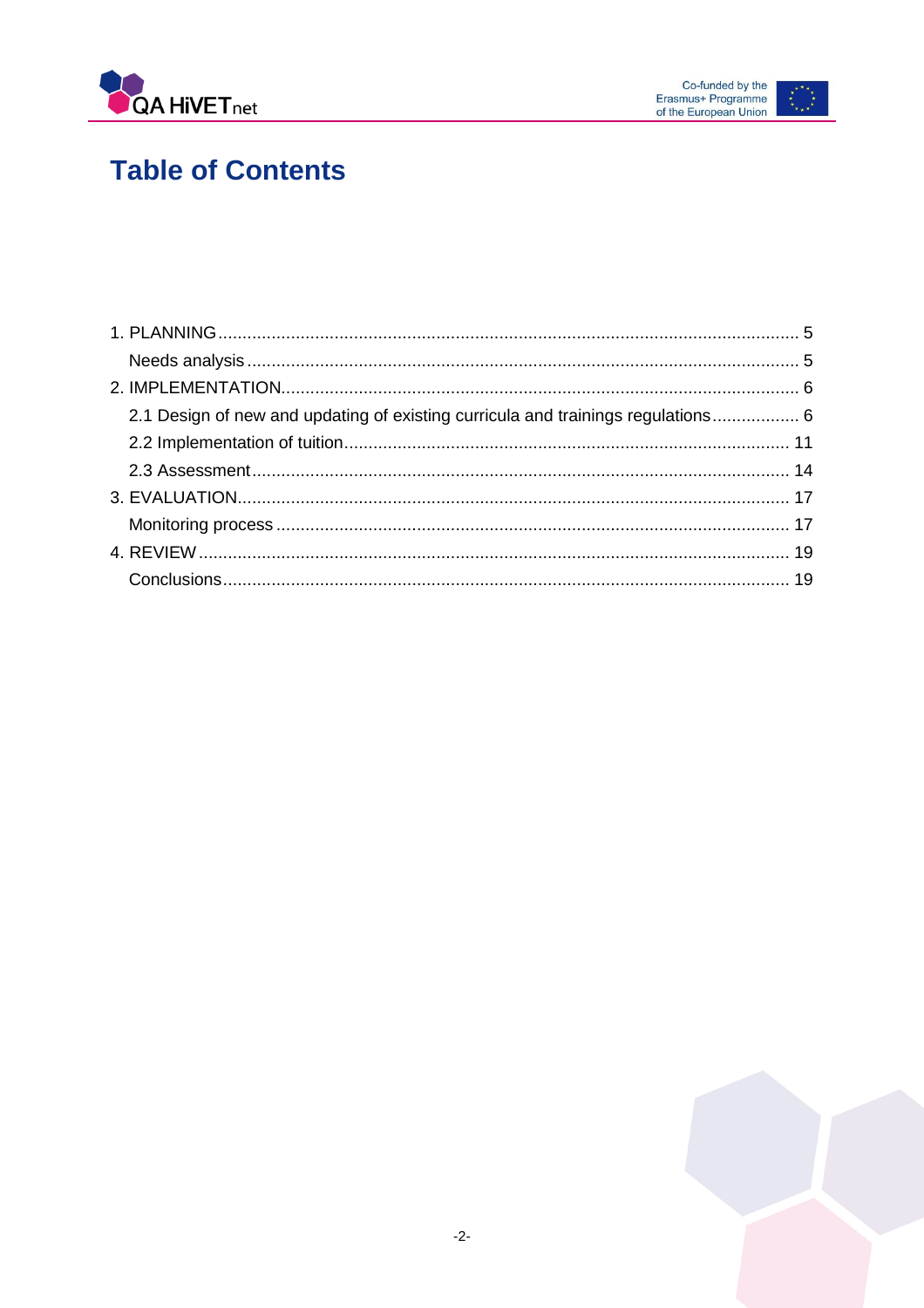# Table of Contents

1. PLANNING ........................................................................................................ 5

    Needs analysis ................................................................................................... 5

2. IMPLEMENTATION........................................................................................... 6

    2.1 Design of new and updating of existing curricula and trainings regulations.................. 6

    2.2 Implementation of tuition............................................................................... 11

    2.3 Assessment .................................................................................................. 14

3. EVALUATION.................................................................................................. 17

    Monitoring process .......................................................................................... 17

4. REVIEW .......................................................................................................... 19

    Conclusions...................................................................................................... 19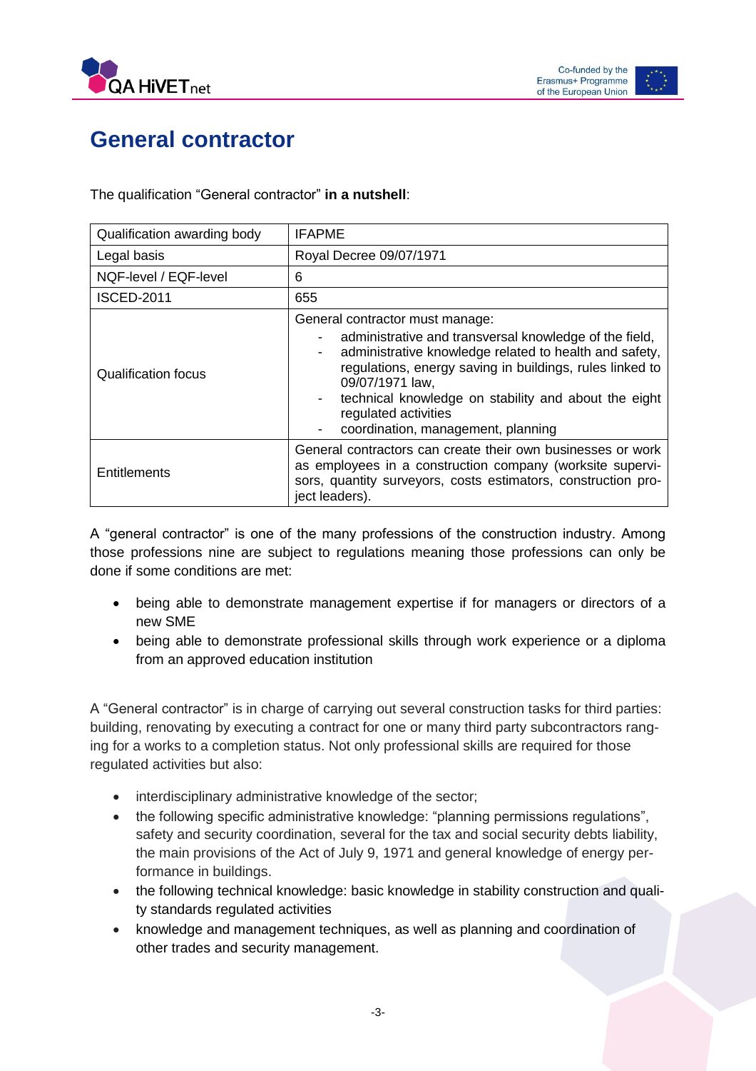# General contractor

The qualification “General contractor” **in a nutshell**:

| Qualification awarding body | IFAPME |
|---|---|
| Legal basis | Royal Decree 09/07/1971 |
| NQF-level / EQF-level | 6 |
| ISCED-2011 | 655 |
| Qualification focus | General contractor must manage:<br>- administrative and transversal knowledge of the field,<br>- administrative knowledge related to health and safety, regulations, energy saving in buildings, rules linked to 09/07/1971 law,<br>- technical knowledge on stability and about the eight regulated activities<br>- coordination, management, planning |
| Entitlements | General contractors can create their own businesses or work as employees in a construction company (worksite supervisors, quantity surveyors, costs estimators, construction project leaders). |

A “general contractor” is one of the many professions of the construction industry. Among those professions nine are subject to regulations meaning those professions can only be done if some conditions are met:

- being able to demonstrate management expertise if for managers or directors of a new SME
- being able to demonstrate professional skills through work experience or a diploma from an approved education institution

A “General contractor” is in charge of carrying out several construction tasks for third parties: building, renovating by executing a contract for one or many third party subcontractors ranging for a works to a completion status. Not only professional skills are required for those regulated activities but also:

- interdisciplinary administrative knowledge of the sector;
- the following specific administrative knowledge: “planning permissions regulations”, safety and security coordination, several for the tax and social security debts liability, the main provisions of the Act of July 9, 1971 and general knowledge of energy performance in buildings.
- the following technical knowledge: basic knowledge in stability construction and quality standards regulated activities
- knowledge and management techniques, as well as planning and coordination of other trades and security management.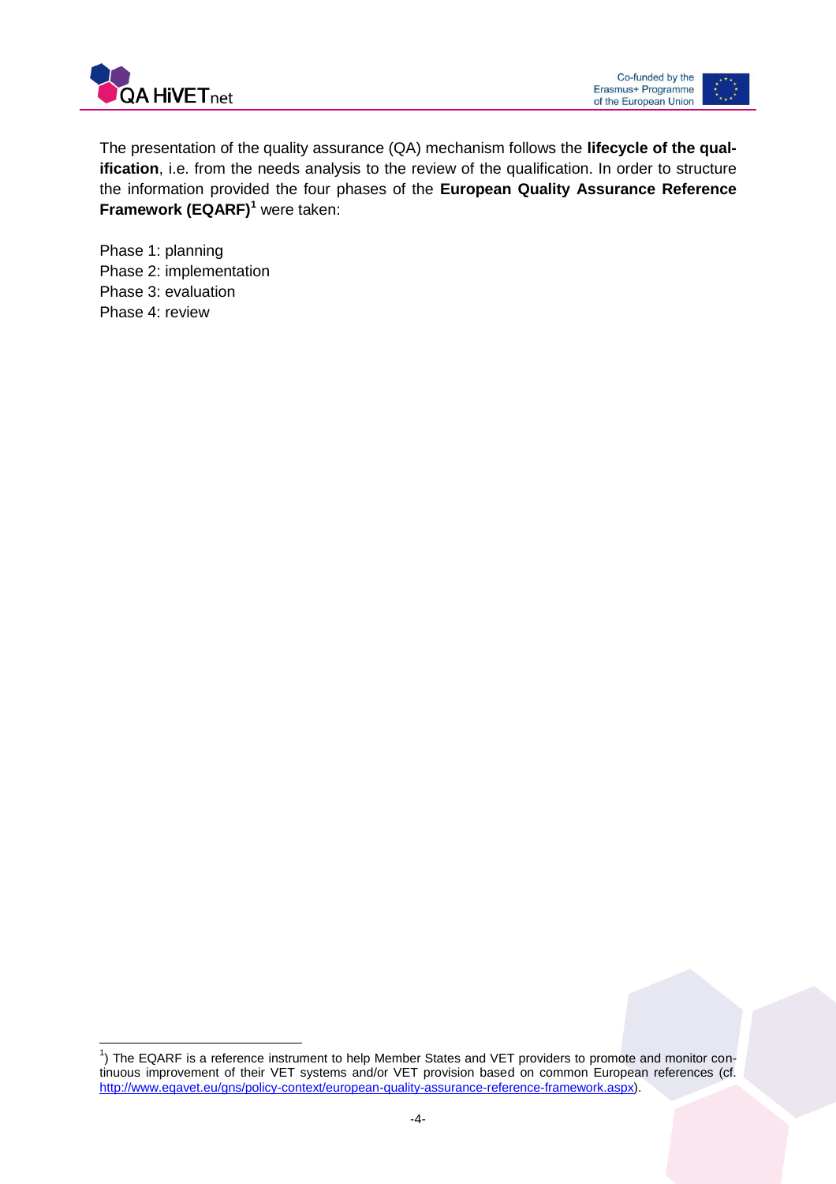The presentation of the quality assurance (QA) mechanism follows the **lifecycle of the qualification**, i.e. from the needs analysis to the review of the qualification. In order to structure the information provided the four phases of the **European Quality Assurance Reference Framework (EQARF)**[1] were taken:

Phase 1: planning
Phase 2: implementation
Phase 3: evaluation
Phase 4: review

[1]) The EQARF is a reference instrument to help Member States and VET providers to promote and monitor continuous improvement of their VET systems and/or VET provision based on common European references (cf. http://www.eqavet.eu/gns/policy-context/european-quality-assurance-reference-framework.aspx).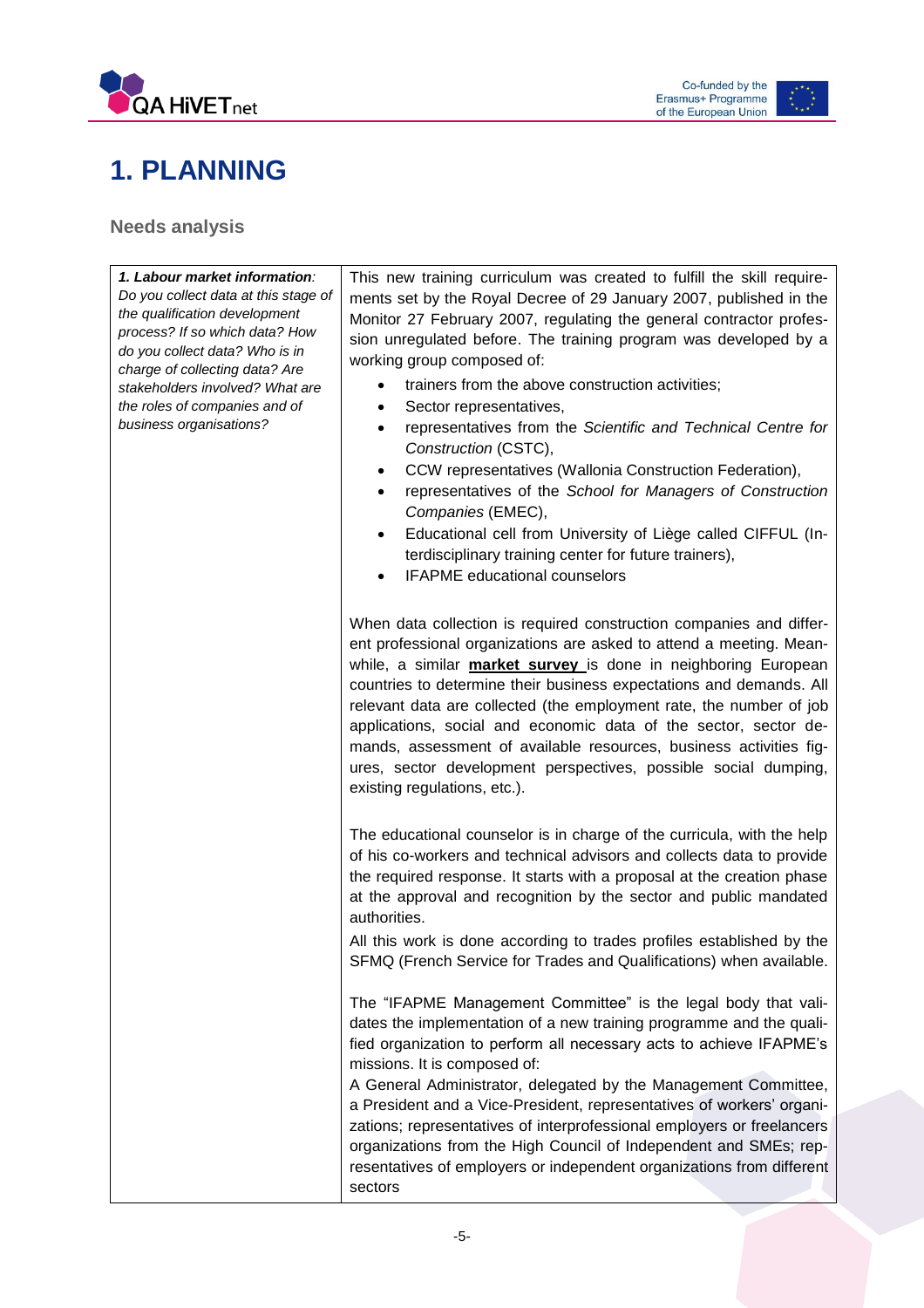# 1. PLANNING

## Needs analysis

| ***1. Labour market information****: Do you collect data at this stage of the qualification development process? If so which data? How do you collect data? Who is in charge of collecting data? Are stakeholders involved? What are the roles of companies and of business organisations?* | This new training curriculum was created to fulfill the skill requirements set by the Royal Decree of 29 January 2007, published in the Monitor 27 February 2007, regulating the general contractor profession unregulated before. The training program was developed by a working group composed of: <br>• trainers from the above construction activities; <br>• Sector representatives, <br>• representatives from the *Scientific and Technical Centre for Construction* (CSTC), <br>• CCW representatives (Wallonia Construction Federation), <br>• representatives of the *School for Managers of Construction Companies* (EMEC), <br>• Educational cell from University of Liège called CIFFUL (Interdisciplinary training center for future trainers), <br>• IFAPME educational counselors <br><br>When data collection is required construction companies and different professional organizations are asked to attend a meeting. Meanwhile, a similar **market survey** is done in neighboring European countries to determine their business expectations and demands. All relevant data are collected (the employment rate, the number of job applications, social and economic data of the sector, sector demands, assessment of available resources, business activities figures, sector development perspectives, possible social dumping, existing regulations, etc.). <br><br>The educational counselor is in charge of the curricula, with the help of his co-workers and technical advisors and collects data to provide the required response. It starts with a proposal at the creation phase at the approval and recognition by the sector and public mandated authorities. <br>All this work is done according to trades profiles established by the SFMQ (French Service for Trades and Qualifications) when available. <br><br>The "IFAPME Management Committee" is the legal body that validates the implementation of a new training programme and the qualified organization to perform all necessary acts to achieve IFAPME's missions. It is composed of: <br>A General Administrator, delegated by the Management Committee, a President and a Vice-President, representatives of workers' organizations; representatives of interprofessional employers or freelancers organizations from the High Council of Independent and SMEs; representatives of employers or independent organizations from different sectors |
| --- | --- |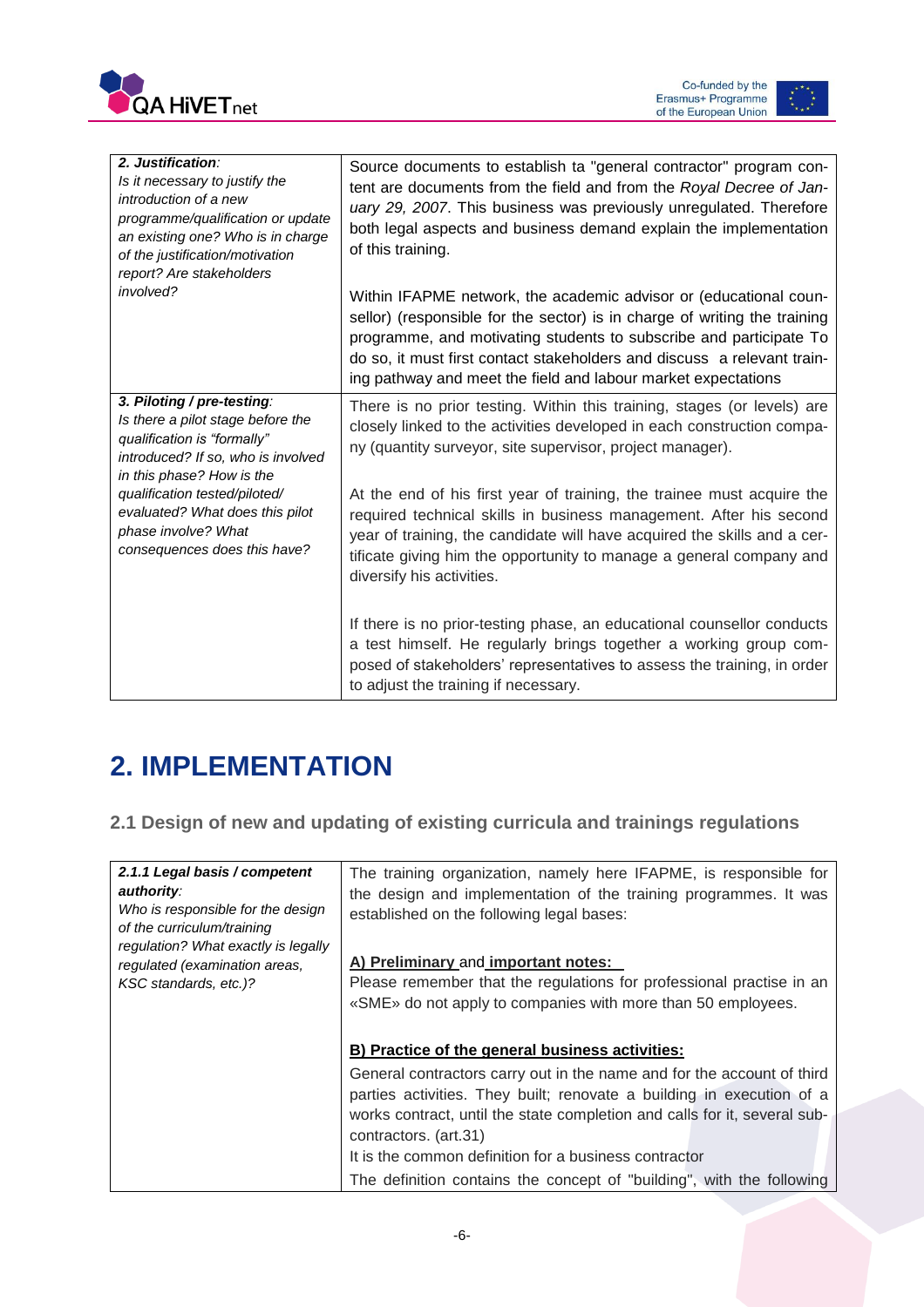| | |
|---|---|
| ***2. Justification**:*<br>*Is it necessary to justify the introduction of a new programme/qualification or update an existing one? Who is in charge of the justification/motivation report? Are stakeholders involved?* | Source documents to establish ta "general contractor" program content are documents from the field and from the *Royal Decree of January 29, 2007*. This business was previously unregulated. Therefore both legal aspects and business demand explain the implementation of this training.<br><br>Within IFAPME network, the academic advisor or (educational counsellor) (responsible for the sector) is in charge of writing the training programme, and motivating students to subscribe and participate To do so, it must first contact stakeholders and discuss a relevant training pathway and meet the field and labour market expectations |
| ***3. Piloting / pre-testing**:*<br>*Is there a pilot stage before the qualification is "formally" introduced? If so, who is involved in this phase? How is the qualification tested/piloted/ evaluated? What does this pilot phase involve? What consequences does this have?* | There is no prior testing. Within this training, stages (or levels) are closely linked to the activities developed in each construction company (quantity surveyor, site supervisor, project manager).<br><br>At the end of his first year of training, the trainee must acquire the required technical skills in business management. After his second year of training, the candidate will have acquired the skills and a certificate giving him the opportunity to manage a general company and diversify his activities.<br><br>If there is no prior-testing phase, an educational counsellor conducts a test himself. He regularly brings together a working group composed of stakeholders' representatives to assess the training, in order to adjust the training if necessary. |

# 2. IMPLEMENTATION

## 2.1 Design of new and updating of existing curricula and trainings regulations

| | |
|---|---|
| ***2.1.1 Legal basis / competent authority**:*<br>*Who is responsible for the design of the curriculum/training regulation? What exactly is legally regulated (examination areas, KSC standards, etc.)?* | The training organization, namely here IFAPME, is responsible for the design and implementation of the training programmes. It was established on the following legal bases:<br><br>**<u>A) Preliminary</u> and <u>important notes:</u>**<br>Please remember that the regulations for professional practise in an «SME» do not apply to companies with more than 50 employees.<br><br>**<u>B) Practice of the general business activities:</u>**<br>General contractors carry out in the name and for the account of third parties activities. They built; renovate a building in execution of a works contract, until the state completion and calls for it, several subcontractors. (art.31)<br>It is the common definition for a business contractor<br>The definition contains the concept of "building", with the following |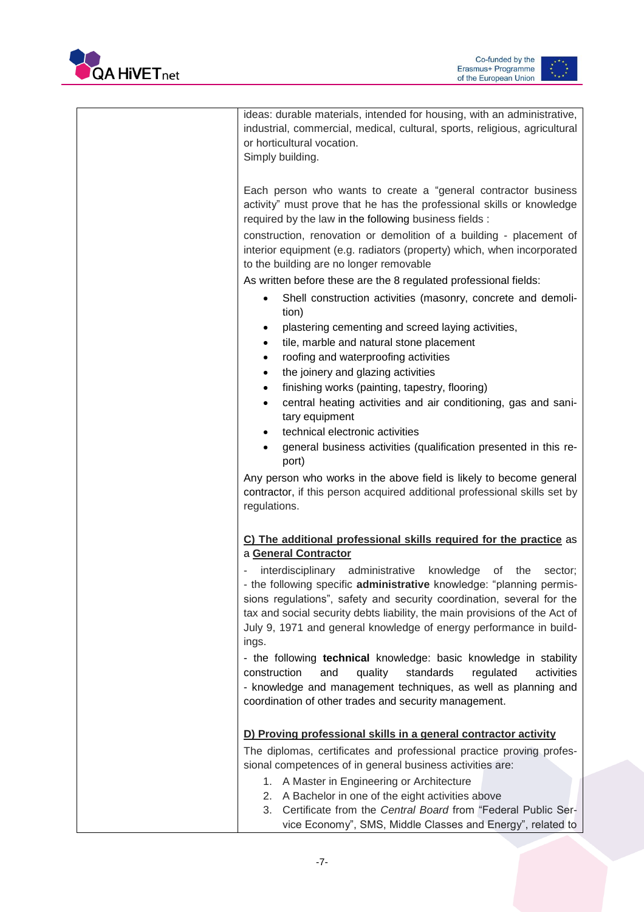| | ideas: durable materials, intended for housing, with an administrative, industrial, commercial, medical, cultural, sports, religious, agricultural or horticultural vocation.<br>Simply building.<br><br>Each person who wants to create a "general contractor business activity" must prove that he has the professional skills or knowledge required by the law in the following business fields :<br>construction, renovation or demolition of a building - placement of interior equipment (e.g. radiators (property) which, when incorporated to the building are no longer removable<br>As written before these are the 8 regulated professional fields:<br>• Shell construction activities (masonry, concrete and demolition)<br>• plastering cementing and screed laying activities,<br>• tile, marble and natural stone placement<br>• roofing and waterproofing activities<br>• the joinery and glazing activities<br>• finishing works (painting, tapestry, flooring)<br>• central heating activities and air conditioning, gas and sanitary equipment<br>• technical electronic activities<br>• general business activities (qualification presented in this report)<br>Any person who works in the above field is likely to become general contractor, if this person acquired additional professional skills set by regulations.<br><br>**<u>C) The additional professional skills required for the practice</u>** as a **<u>General Contractor</u>**<br>- interdisciplinary administrative knowledge of the sector;<br>- the following specific **administrative** knowledge: "planning permissions regulations", safety and security coordination, several for the tax and social security debts liability, the main provisions of the Act of July 9, 1971 and general knowledge of energy performance in buildings.<br>- the following **technical** knowledge: basic knowledge in stability construction and quality standards regulated activities<br>- knowledge and management techniques, as well as planning and coordination of other trades and security management.<br><br>**<u>D) Proving professional skills in a general contractor activity</u>**<br>The diplomas, certificates and professional practice proving professional competences of in general business activities are:<br>1. A Master in Engineering or Architecture<br>2. A Bachelor in one of the eight activities above<br>3. Certificate from the *Central Board* from "Federal Public Service Economy", SMS, Middle Classes and Energy", related to |
|---|---|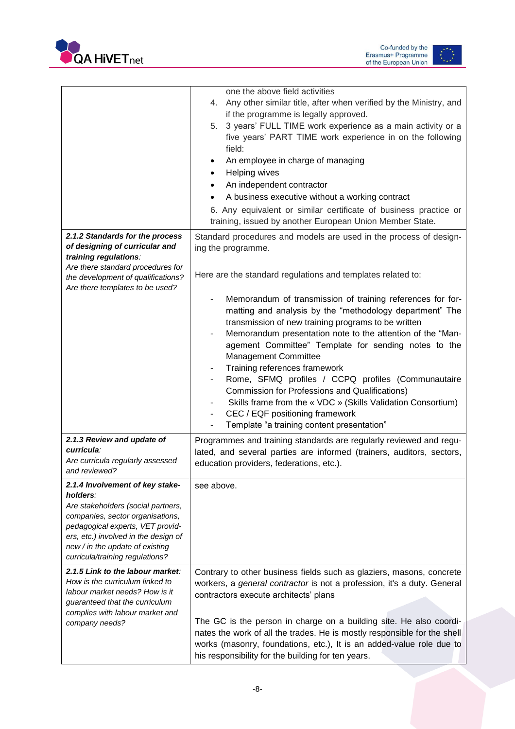| | |
|---|---|
| | one the above field activities<br>4. Any other similar title, after when verified by the Ministry, and if the programme is legally approved.<br>5. 3 years' FULL TIME work experience as a main activity or a five years' PART TIME work experience in on the following field:<br>• An employee in charge of managing<br>• Helping wives<br>• An independent contractor<br>• A business executive without a working contract<br>6. Any equivalent or similar certificate of business practice or training, issued by another European Union Member State. |
| ***2.1.2 Standards for the process of designing of curricular and training regulations****:*<br>*Are there standard procedures for the development of qualifications? Are there templates to be used?* | Standard procedures and models are used in the process of designing the programme.<br><br>Here are the standard regulations and templates related to:<br><br>- Memorandum of transmission of training references for formatting and analysis by the "methodology department" The transmission of new training programs to be written<br>- Memorandum presentation note to the attention of the "Management Committee" Template for sending notes to the Management Committee<br>- Training references framework<br>- Rome, SFMQ profiles / CCPQ profiles (Communautaire Commission for Professions and Qualifications)<br>- Skills frame from the « VDC » (Skills Validation Consortium)<br>- CEC / EQF positioning framework<br>- Template "a training content presentation" |
| ***2.1.3 Review and update of curricula****:*<br>*Are curricula regularly assessed and reviewed?* | Programmes and training standards are regularly reviewed and regulated, and several parties are informed (trainers, auditors, sectors, education providers, federations, etc.). |
| ***2.1.4 Involvement of key stakeholders****:*<br>*Are stakeholders (social partners, companies, sector organisations, pedagogical experts, VET providers, etc.) involved in the design of new / in the update of existing curricula/training regulations?* | see above. |
| ***2.1.5 Link to the labour market****:*<br>*How is the curriculum linked to labour market needs? How is it guaranteed that the curriculum complies with labour market and company needs?* | Contrary to other business fields such as glaziers, masons, concrete workers, a *general contractor* is not a profession, it's a duty. General contractors execute architects' plans<br><br>The GC is the person in charge on a building site. He also coordinates the work of all the trades. He is mostly responsible for the shell works (masonry, foundations, etc.), It is an added-value role due to his responsibility for the building for ten years. |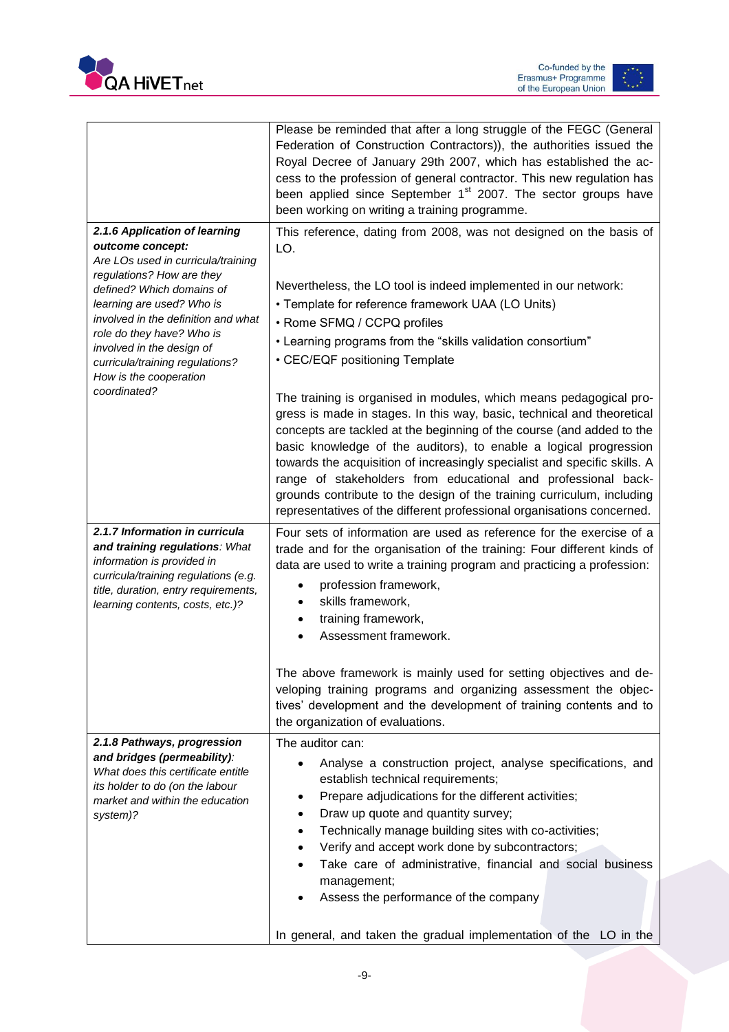| | |
|---|---|
| | Please be reminded that after a long struggle of the FEGC (General Federation of Construction Contractors)), the authorities issued the Royal Decree of January 29th 2007, which has established the access to the profession of general contractor. This new regulation has been applied since September 1st 2007. The sector groups have been working on writing a training programme. |
| ***2.1.6 Application of learning outcome concept:*** *Are LOs used in curricula/training regulations? How are they defined? Which domains of learning are used? Who is involved in the definition and what role do they have? Who is involved in the design of curricula/training regulations? How is the cooperation coordinated?* | This reference, dating from 2008, was not designed on the basis of LO.<br><br>Nevertheless, the LO tool is indeed implemented in our network:<br>• Template for reference framework UAA (LO Units)<br>• Rome SFMQ / CCPQ profiles<br>• Learning programs from the "skills validation consortium"<br>• CEC/EQF positioning Template<br><br>The training is organised in modules, which means pedagogical progress is made in stages. In this way, basic, technical and theoretical concepts are tackled at the beginning of the course (and added to the basic knowledge of the auditors), to enable a logical progression towards the acquisition of increasingly specialist and specific skills. A range of stakeholders from educational and professional backgrounds contribute to the design of the training curriculum, including representatives of the different professional organisations concerned. |
| ***2.1.7 Information in curricula and training regulations****: What information is provided in curricula/training regulations (e.g. title, duration, entry requirements, learning contents, costs, etc.)?* | Four sets of information are used as reference for the exercise of a trade and for the organisation of the training: Four different kinds of data are used to write a training program and practicing a profession:<br>• profession framework,<br>• skills framework,<br>• training framework,<br>• Assessment framework.<br><br>The above framework is mainly used for setting objectives and developing training programs and organizing assessment the objectives' development and the development of training contents and to the organization of evaluations. |
| ***2.1.8 Pathways, progression and bridges (permeability)****: What does this certificate entitle its holder to do (on the labour market and within the education system)?* | The auditor can:<br>• Analyse a construction project, analyse specifications, and establish technical requirements;<br>• Prepare adjudications for the different activities;<br>• Draw up quote and quantity survey;<br>• Technically manage building sites with co-activities;<br>• Verify and accept work done by subcontractors;<br>• Take care of administrative, financial and social business management;<br>• Assess the performance of the company<br><br>In general, and taken the gradual implementation of the LO in the |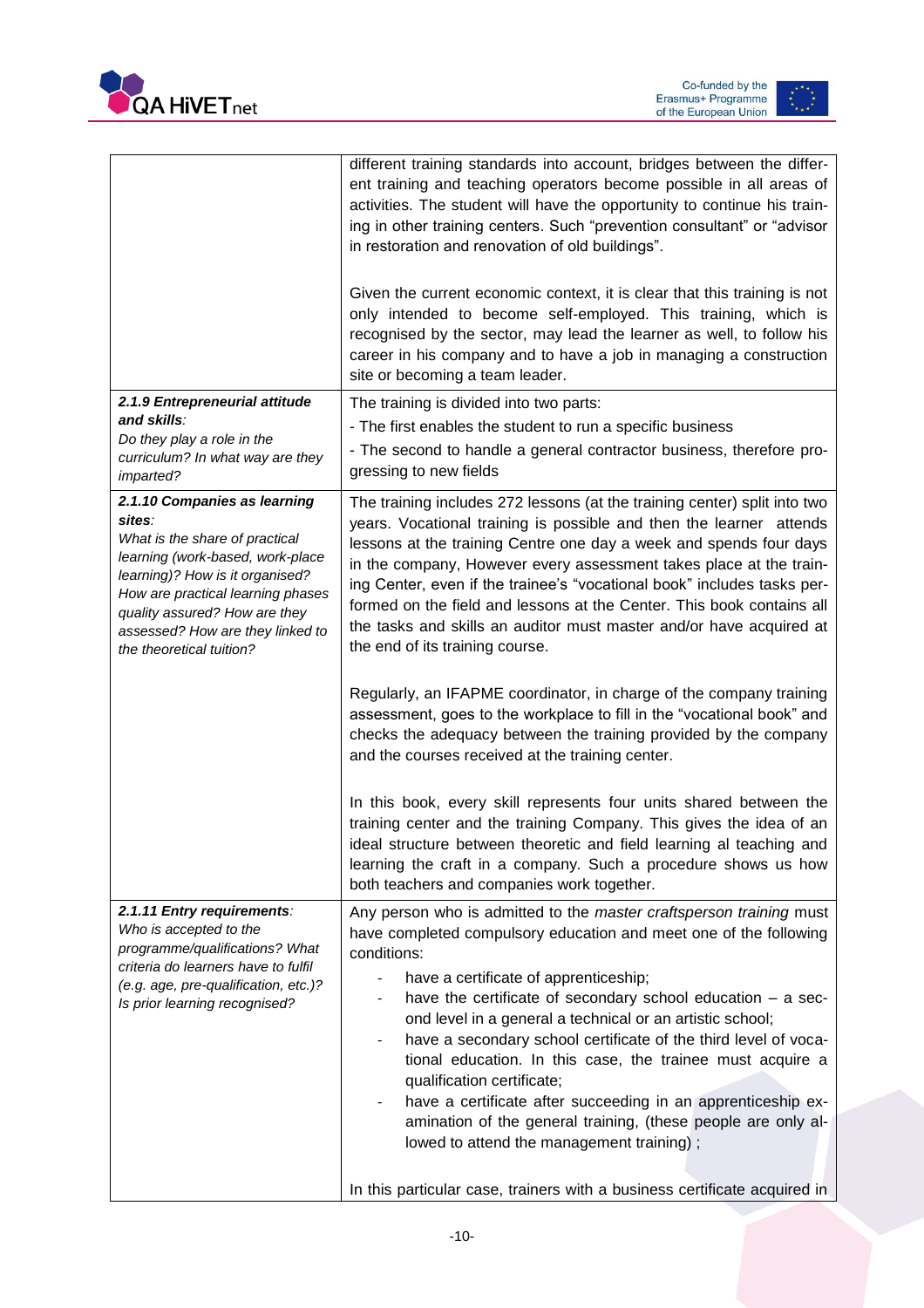| | |
|---|---|
| | different training standards into account, bridges between the different training and teaching operators become possible in all areas of activities. The student will have the opportunity to continue his training in other training centers. Such "prevention consultant" or "advisor in restoration and renovation of old buildings".<br><br>Given the current economic context, it is clear that this training is not only intended to become self-employed. This training, which is recognised by the sector, may lead the learner as well, to follow his career in his company and to have a job in managing a construction site or becoming a team leader. |
| ***2.1.9 Entrepreneurial attitude and skills**:*<br>*Do they play a role in the curriculum? In what way are they imparted?* | The training is divided into two parts:<br>- The first enables the student to run a specific business<br>- The second to handle a general contractor business, therefore progressing to new fields |
| ***2.1.10 Companies as learning sites**:*<br>*What is the share of practical learning (work-based, work-place learning)? How is it organised? How are practical learning phases quality assured? How are they assessed? How are they linked to the theoretical tuition?* | The training includes 272 lessons (at the training center) split into two years. Vocational training is possible and then the learner attends lessons at the training Centre one day a week and spends four days in the company, However every assessment takes place at the training Center, even if the trainee's "vocational book" includes tasks performed on the field and lessons at the Center. This book contains all the tasks and skills an auditor must master and/or have acquired at the end of its training course.<br><br>Regularly, an IFAPME coordinator, in charge of the company training assessment, goes to the workplace to fill in the "vocational book" and checks the adequacy between the training provided by the company and the courses received at the training center.<br><br>In this book, every skill represents four units shared between the training center and the training Company. This gives the idea of an ideal structure between theoretic and field learning al teaching and learning the craft in a company. Such a procedure shows us how both teachers and companies work together. |
| ***2.1.11 Entry requirements**:*<br>*Who is accepted to the programme/qualifications? What criteria do learners have to fulfil (e.g. age, pre-qualification, etc.)? Is prior learning recognised?* | Any person who is admitted to the *master craftsperson training* must have completed compulsory education and meet one of the following conditions:<br>- have a certificate of apprenticeship;<br>- have the certificate of secondary school education – a second level in a general a technical or an artistic school;<br>- have a secondary school certificate of the third level of vocational education. In this case, the trainee must acquire a qualification certificate;<br>- have a certificate after succeeding in an apprenticeship examination of the general training, (these people are only allowed to attend the management training) ;<br><br>In this particular case, trainers with a business certificate acquired in |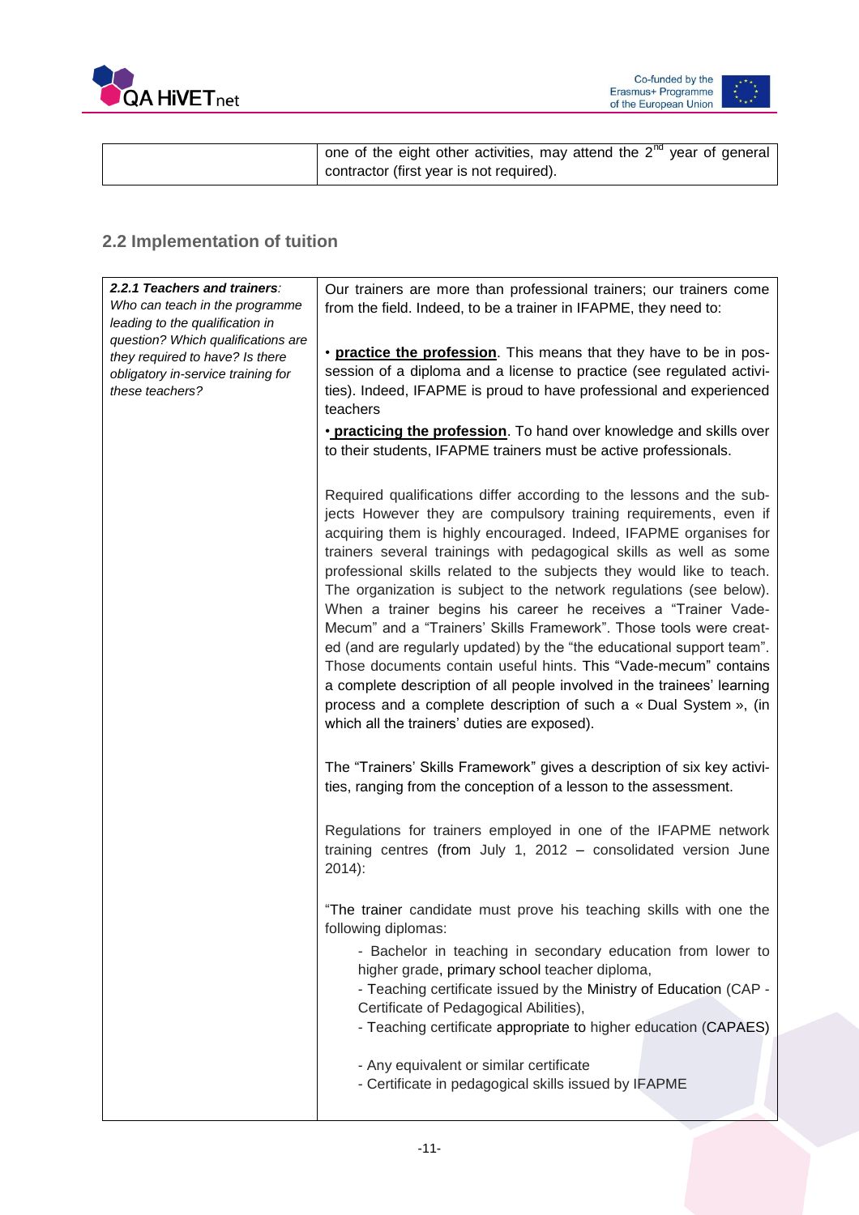| | one of the eight other activities, may attend the 2nd year of general contractor (first year is not required). |
|---|---|

## 2.2 Implementation of tuition

| ***2.2.1 Teachers and trainers**: Who can teach in the programme leading to the qualification in question? Which qualifications are they required to have? Is there obligatory in-service training for these teachers?* | Our trainers are more than professional trainers; our trainers come from the field. Indeed, to be a trainer in IFAPME, they need to:<br><br>• **practice the profession**. This means that they have to be in possession of a diploma and a license to practice (see regulated activities). Indeed, IFAPME is proud to have professional and experienced teachers<br><br>• **practicing the profession**. To hand over knowledge and skills over to their students, IFAPME trainers must be active professionals.<br><br>Required qualifications differ according to the lessons and the subjects However they are compulsory training requirements, even if acquiring them is highly encouraged. Indeed, IFAPME organises for trainers several trainings with pedagogical skills as well as some professional skills related to the subjects they would like to teach. The organization is subject to the network regulations (see below). When a trainer begins his career he receives a "Trainer Vade-Mecum" and a "Trainers' Skills Framework". Those tools were created (and are regularly updated) by the "the educational support team". Those documents contain useful hints. This "Vade-mecum" contains a complete description of all people involved in the trainees' learning process and a complete description of such a « Dual System », (in which all the trainers' duties are exposed).<br><br>The "Trainers' Skills Framework" gives a description of six key activities, ranging from the conception of a lesson to the assessment.<br><br>Regulations for trainers employed in one of the IFAPME network training centres (from July 1, 2012 – consolidated version June 2014):<br><br>"The trainer candidate must prove his teaching skills with one the following diplomas:<br>- Bachelor in teaching in secondary education from lower to higher grade, primary school teacher diploma,<br>- Teaching certificate issued by the Ministry of Education (CAP - Certificate of Pedagogical Abilities),<br>- Teaching certificate appropriate to higher education (CAPAES)<br><br>- Any equivalent or similar certificate<br>- Certificate in pedagogical skills issued by IFAPME |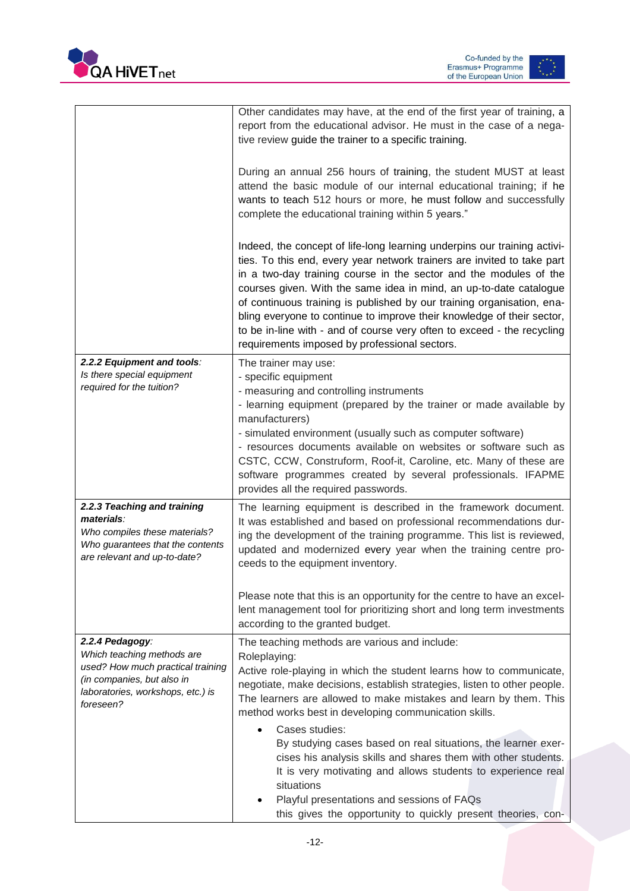| | |
|---|---|
| | Other candidates may have, at the end of the first year of training, a report from the educational advisor. He must in the case of a negative review guide the trainer to a specific training.<br><br>During an annual 256 hours of training, the student MUST at least attend the basic module of our internal educational training; if he wants to teach 512 hours or more, he must follow and successfully complete the educational training within 5 years."<br><br>Indeed, the concept of life-long learning underpins our training activities. To this end, every year network trainers are invited to take part in a two-day training course in the sector and the modules of the courses given. With the same idea in mind, an up-to-date catalogue of continuous training is published by our training organisation, enabling everyone to continue to improve their knowledge of their sector, to be in-line with - and of course very often to exceed - the recycling requirements imposed by professional sectors. |
| ***2.2.2 Equipment and tools**:*<br>*Is there special equipment required for the tuition?* | The trainer may use:<br>- specific equipment<br>- measuring and controlling instruments<br>- learning equipment (prepared by the trainer or made available by manufacturers)<br>- simulated environment (usually such as computer software)<br>- resources documents available on websites or software such as CSTC, CCW, Construform, Roof-it, Caroline, etc. Many of these are software programmes created by several professionals. IFAPME provides all the required passwords. |
| ***2.2.3 Teaching and training materials**:*<br>*Who compiles these materials? Who guarantees that the contents are relevant and up-to-date?* | The learning equipment is described in the framework document. It was established and based on professional recommendations during the development of the training programme. This list is reviewed, updated and modernized every year when the training centre proceeds to the equipment inventory.<br><br>Please note that this is an opportunity for the centre to have an excellent management tool for prioritizing short and long term investments according to the granted budget. |
| ***2.2.4 Pedagogy**:*<br>*Which teaching methods are used? How much practical training (in companies, but also in laboratories, workshops, etc.) is foreseen?* | The teaching methods are various and include:<br>Roleplaying:<br>Active role-playing in which the student learns how to communicate, negotiate, make decisions, establish strategies, listen to other people. The learners are allowed to make mistakes and learn by them. This method works best in developing communication skills.<br>• Cases studies:<br>By studying cases based on real situations, the learner exercises his analysis skills and shares them with other students. It is very motivating and allows students to experience real situations<br>• Playful presentations and sessions of FAQs<br>this gives the opportunity to quickly present theories, con- |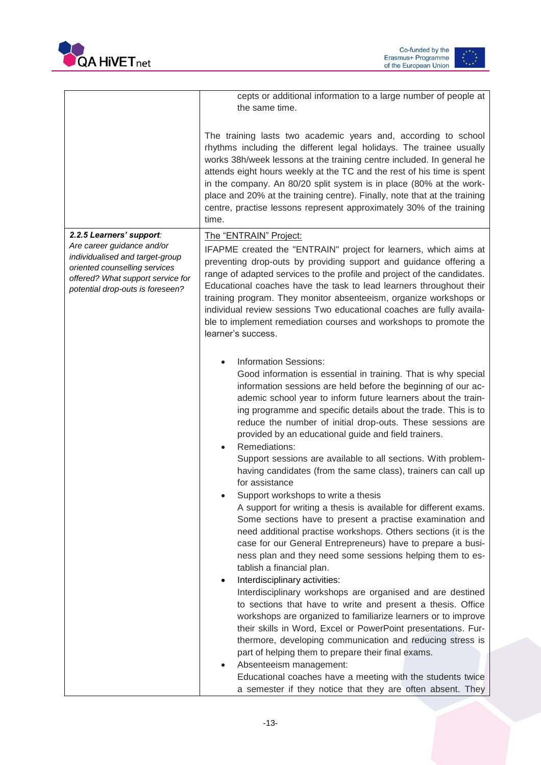| | |
|---|---|
| | cepts or additional information to a large number of people at the same time.<br><br>The training lasts two academic years and, according to school rhythms including the different legal holidays. The trainee usually works 38h/week lessons at the training centre included. In general he attends eight hours weekly at the TC and the rest of his time is spent in the company. An 80/20 split system is in place (80% at the work-place and 20% at the training centre). Finally, note that at the training centre, practise lessons represent approximately 30% of the training time. |
| ***2.2.5 Learners' support**:*<br>*Are career guidance and/or individualised and target-group oriented counselling services offered? What support service for potential drop-outs is foreseen?* | The "ENTRAIN" Project:<br>IFAPME created the "ENTRAIN" project for learners, which aims at preventing drop-outs by providing support and guidance offering a range of adapted services to the profile and project of the candidates. Educational coaches have the task to lead learners throughout their training program. They monitor absenteeism, organize workshops or individual review sessions Two educational coaches are fully available to implement remediation courses and workshops to promote the learner's success.<br><br>• Information Sessions:<br>Good information is essential in training. That is why special information sessions are held before the beginning of our academic school year to inform future learners about the training programme and specific details about the trade. This is to reduce the number of initial drop-outs. These sessions are provided by an educational guide and field trainers.<br>• Remediations:<br>Support sessions are available to all sections. With problem-having candidates (from the same class), trainers can call up for assistance<br>• Support workshops to write a thesis<br>A support for writing a thesis is available for different exams. Some sections have to present a practise examination and need additional practise workshops. Others sections (it is the case for our General Entrepreneurs) have to prepare a business plan and they need some sessions helping them to establish a financial plan.<br>• Interdisciplinary activities:<br>Interdisciplinary workshops are organised and are destined to sections that have to write and present a thesis. Office workshops are organized to familiarize learners or to improve their skills in Word, Excel or PowerPoint presentations. Furthermore, developing communication and reducing stress is part of helping them to prepare their final exams.<br>• Absenteeism management:<br>Educational coaches have a meeting with the students twice a semester if they notice that they are often absent. They |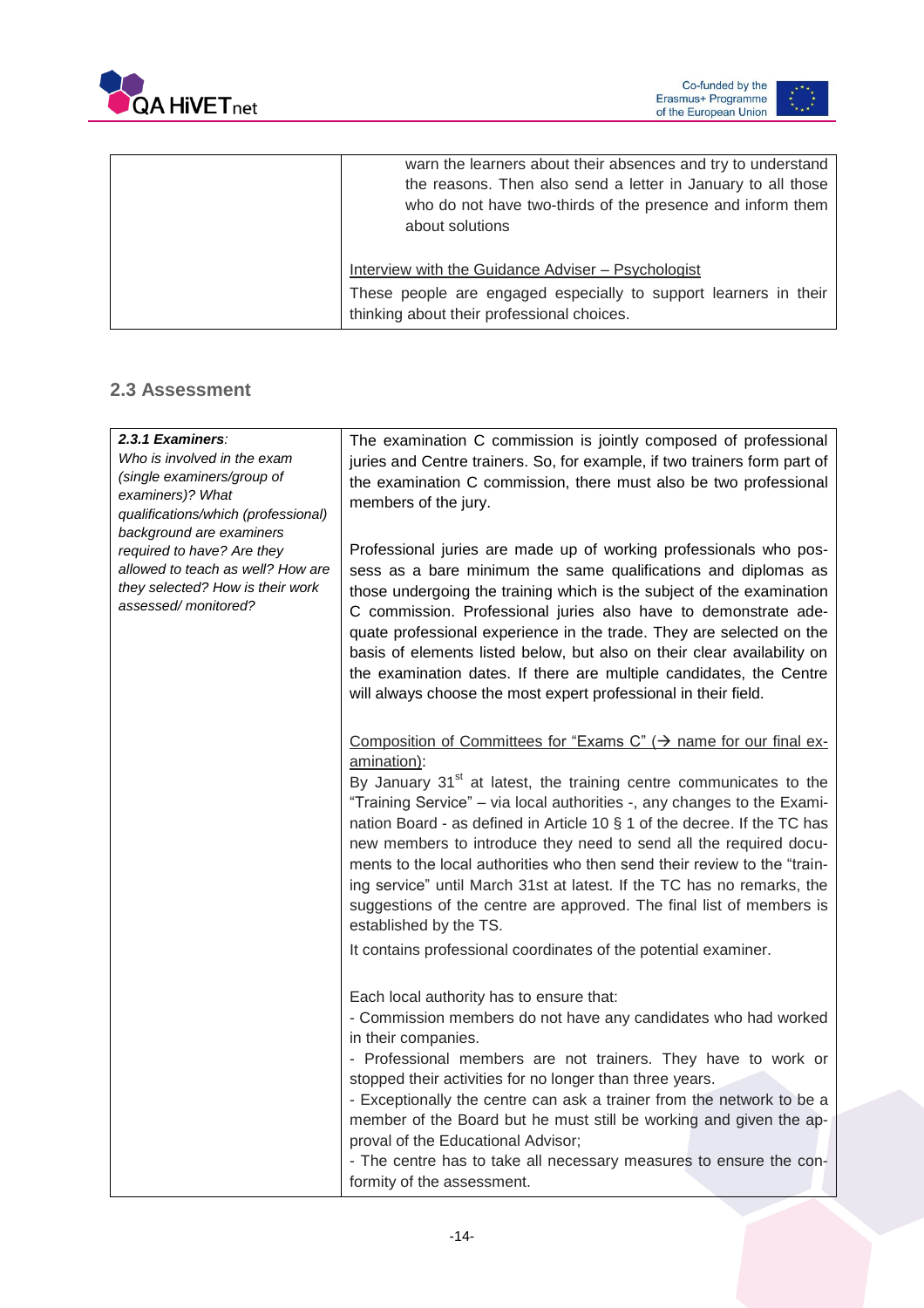| | |
|---|---|
| | warn the learners about their absences and try to understand the reasons. Then also send a letter in January to all those who do not have two-thirds of the presence and inform them about solutions<br><br>Interview with the Guidance Adviser – Psychologist<br>These people are engaged especially to support learners in their thinking about their professional choices. |

## 2.3 Assessment

| | |
|---|---|
| ***2.3.1 Examiners**:*<br>*Who is involved in the exam (single examiners/group of examiners)? What qualifications/which (professional) background are examiners required to have? Are they allowed to teach as well? How are they selected? How is their work assessed/ monitored?* | The examination C commission is jointly composed of professional juries and Centre trainers. So, for example, if two trainers form part of the examination C commission, there must also be two professional members of the jury.<br><br>Professional juries are made up of working professionals who possess as a bare minimum the same qualifications and diplomas as those undergoing the training which is the subject of the examination C commission. Professional juries also have to demonstrate adequate professional experience in the trade. They are selected on the basis of elements listed below, but also on their clear availability on the examination dates. If there are multiple candidates, the Centre will always choose the most expert professional in their field.<br><br>Composition of Committees for "Exams C" (→ name for our final examination):<br>By January 31st at latest, the training centre communicates to the "Training Service" – via local authorities -, any changes to the Examination Board - as defined in Article 10 § 1 of the decree. If the TC has new members to introduce they need to send all the required documents to the local authorities who then send their review to the "training service" until March 31st at latest. If the TC has no remarks, the suggestions of the centre are approved. The final list of members is established by the TS.<br>It contains professional coordinates of the potential examiner.<br><br>Each local authority has to ensure that:<br>- Commission members do not have any candidates who had worked in their companies.<br>- Professional members are not trainers. They have to work or stopped their activities for no longer than three years.<br>- Exceptionally the centre can ask a trainer from the network to be a member of the Board but he must still be working and given the approval of the Educational Advisor;<br>- The centre has to take all necessary measures to ensure the conformity of the assessment. |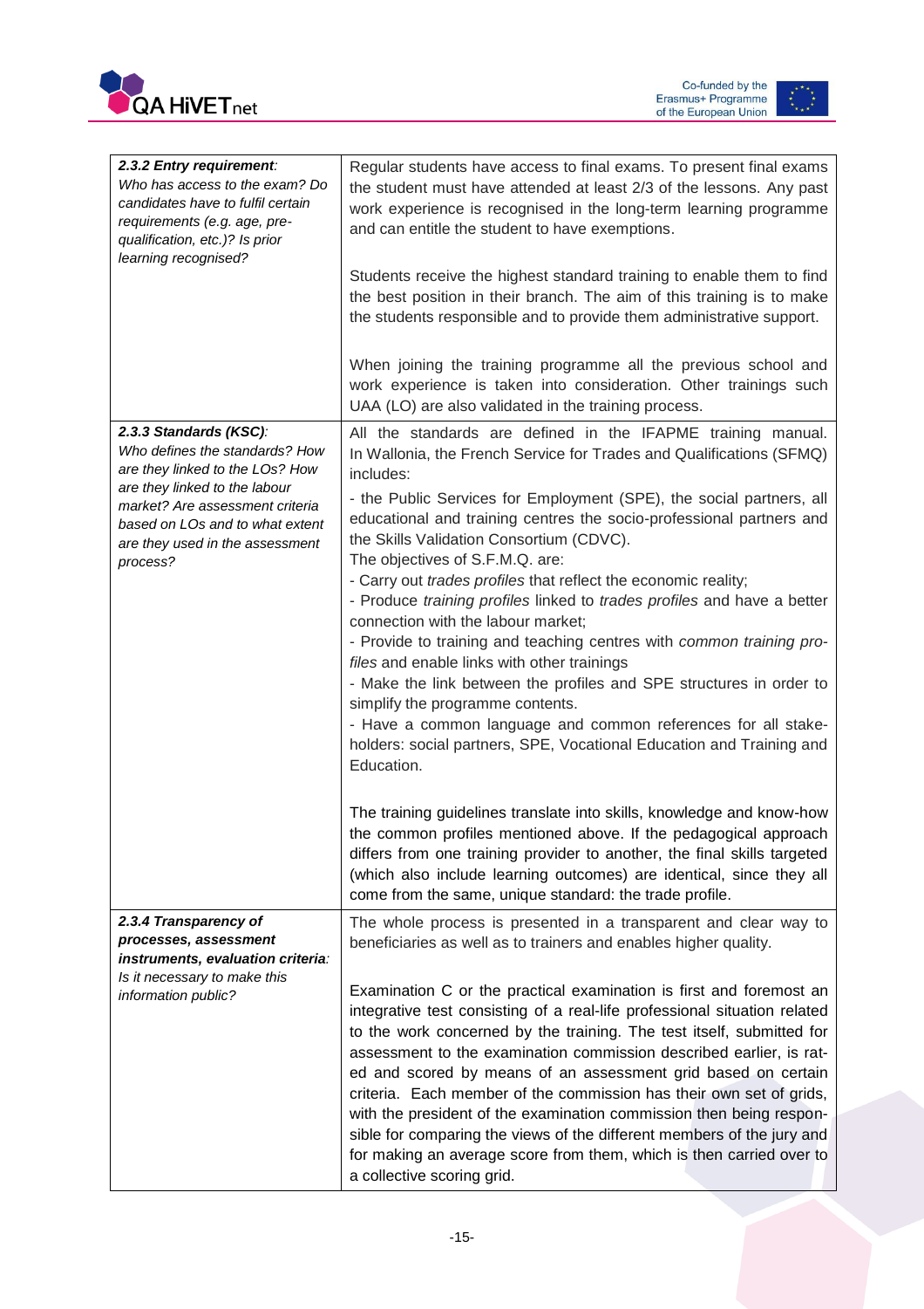| | |
|---|---|
| ***2.3.2 Entry requirement**: Who has access to the exam? Do candidates have to fulfil certain requirements (e.g. age, pre-qualification, etc.)? Is prior learning recognised?* | Regular students have access to final exams. To present final exams the student must have attended at least 2/3 of the lessons. Any past work experience is recognised in the long-term learning programme and can entitle the student to have exemptions.<br><br>Students receive the highest standard training to enable them to find the best position in their branch. The aim of this training is to make the students responsible and to provide them administrative support.<br><br>When joining the training programme all the previous school and work experience is taken into consideration. Other trainings such UAA (LO) are also validated in the training process. |
| ***2.3.3 Standards (KSC)**: Who defines the standards? How are they linked to the LOs? How are they linked to the labour market? Are assessment criteria based on LOs and to what extent are they used in the assessment process?* | All the standards are defined in the IFAPME training manual. In Wallonia, the French Service for Trades and Qualifications (SFMQ) includes:<br>- the Public Services for Employment (SPE), the social partners, all educational and training centres the socio-professional partners and the Skills Validation Consortium (CDVC).<br>The objectives of S.F.M.Q. are:<br>- Carry out *trades profiles* that reflect the economic reality;<br>- Produce *training profiles* linked to *trades profiles* and have a better connection with the labour market;<br>- Provide to training and teaching centres with *common training profiles* and enable links with other trainings<br>- Make the link between the profiles and SPE structures in order to simplify the programme contents.<br>- Have a common language and common references for all stakeholders: social partners, SPE, Vocational Education and Training and Education.<br><br>The training guidelines translate into skills, knowledge and know-how the common profiles mentioned above. If the pedagogical approach differs from one training provider to another, the final skills targeted (which also include learning outcomes) are identical, since they all come from the same, unique standard: the trade profile. |
| ***2.3.4 Transparency of processes, assessment instruments, evaluation criteria**: Is it necessary to make this information public?* | The whole process is presented in a transparent and clear way to beneficiaries as well as to trainers and enables higher quality.<br><br>Examination C or the practical examination is first and foremost an integrative test consisting of a real-life professional situation related to the work concerned by the training. The test itself, submitted for assessment to the examination commission described earlier, is rated and scored by means of an assessment grid based on certain criteria. Each member of the commission has their own set of grids, with the president of the examination commission then being responsible for comparing the views of the different members of the jury and for making an average score from them, which is then carried over to a collective scoring grid. |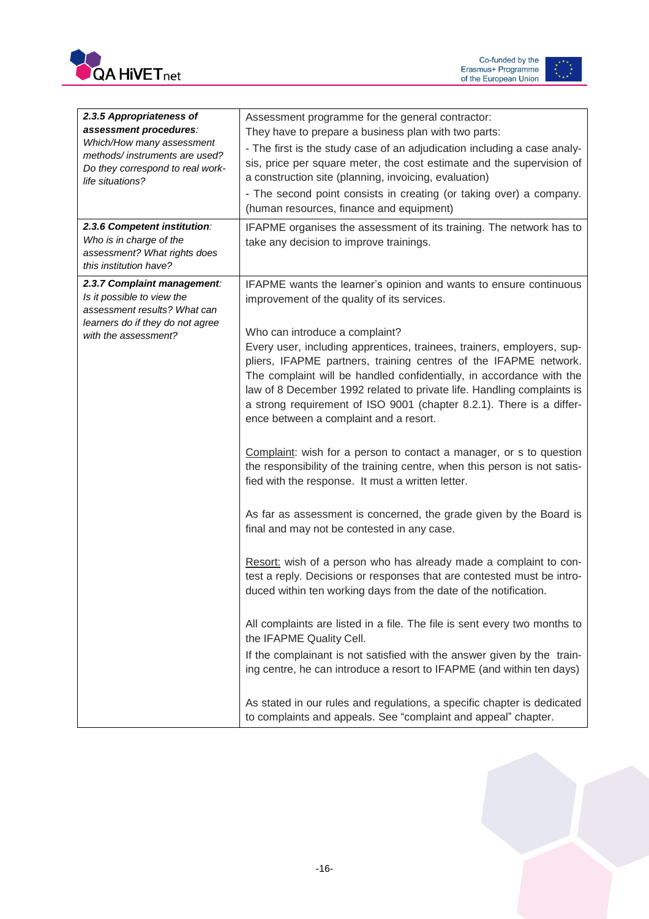| | |
|---|---|
| ***2.3.5 Appropriateness of assessment procedures**: Which/How many assessment methods/ instruments are used? Do they correspond to real work-life situations?* | Assessment programme for the general contractor:<br>They have to prepare a business plan with two parts:<br>- The first is the study case of an adjudication including a case analysis, price per square meter, the cost estimate and the supervision of a construction site (planning, invoicing, evaluation)<br>- The second point consists in creating (or taking over) a company. (human resources, finance and equipment) |
| ***2.3.6 Competent institution**: Who is in charge of the assessment? What rights does this institution have?* | IFAPME organises the assessment of its training. The network has to take any decision to improve trainings. |
| ***2.3.7 Complaint management**: Is it possible to view the assessment results? What can learners do if they do not agree with the assessment?* | IFAPME wants the learner's opinion and wants to ensure continuous improvement of the quality of its services.<br><br>Who can introduce a complaint?<br>Every user, including apprentices, trainees, trainers, employers, suppliers, IFAPME partners, training centres of the IFAPME network. The complaint will be handled confidentially, in accordance with the law of 8 December 1992 related to private life. Handling complaints is a strong requirement of ISO 9001 (chapter 8.2.1). There is a difference between a complaint and a resort.<br><br><u>Complaint</u>: wish for a person to contact a manager, or s to question the responsibility of the training centre, when this person is not satisfied with the response. It must a written letter.<br><br>As far as assessment is concerned, the grade given by the Board is final and may not be contested in any case.<br><br><u>Resort:</u> wish of a person who has already made a complaint to contest a reply. Decisions or responses that are contested must be introduced within ten working days from the date of the notification.<br><br>All complaints are listed in a file. The file is sent every two months to the IFAPME Quality Cell.<br>If the complainant is not satisfied with the answer given by the training centre, he can introduce a resort to IFAPME (and within ten days)<br><br>As stated in our rules and regulations, a specific chapter is dedicated to complaints and appeals. See "complaint and appeal" chapter. |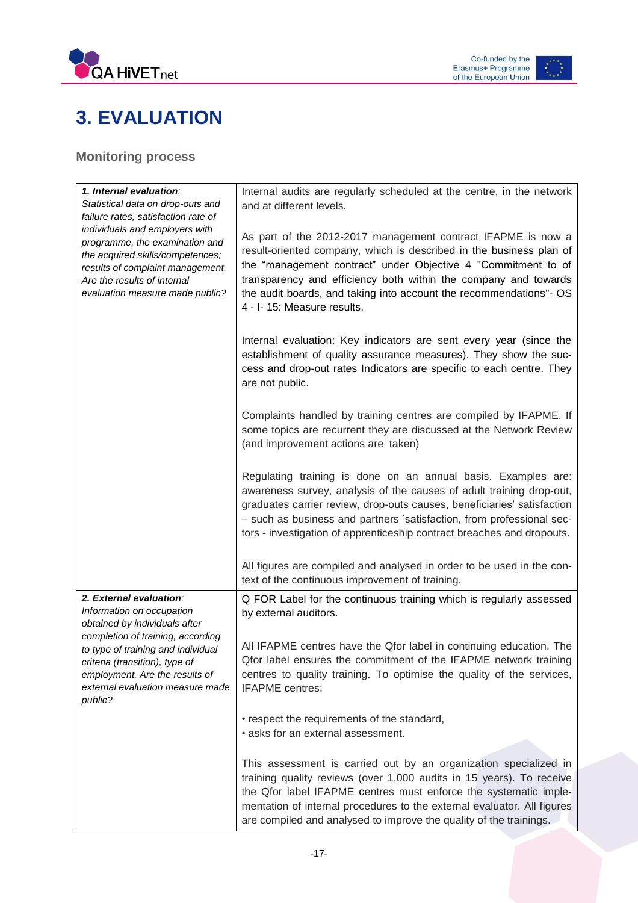# 3. EVALUATION

### Monitoring process

| | |
|---|---|
| ***1. Internal evaluation**:* *Statistical data on drop-outs and failure rates, satisfaction rate of individuals and employers with programme, the examination and the acquired skills/competences; results of complaint management. Are the results of internal evaluation measure made public?* | Internal audits are regularly scheduled at the centre, in the network and at different levels.<br><br>As part of the 2012-2017 management contract IFAPME is now a result-oriented company, which is described in the business plan of the "management contract" under Objective 4 "Commitment to of transparency and efficiency both within the company and towards the audit boards, and taking into account the recommendations"- OS 4 - I- 15: Measure results.<br><br>Internal evaluation: Key indicators are sent every year (since the establishment of quality assurance measures). They show the success and drop-out rates Indicators are specific to each centre. They are not public.<br><br>Complaints handled by training centres are compiled by IFAPME. If some topics are recurrent they are discussed at the Network Review (and improvement actions are taken)<br><br>Regulating training is done on an annual basis. Examples are: awareness survey, analysis of the causes of adult training drop-out, graduates carrier review, drop-outs causes, beneficiaries' satisfaction – such as business and partners 'satisfaction, from professional sectors - investigation of apprenticeship contract breaches and dropouts.<br><br>All figures are compiled and analysed in order to be used in the context of the continuous improvement of training. |
| ***2. External evaluation**:* *Information on occupation obtained by individuals after completion of training, according to type of training and individual criteria (transition), type of employment. Are the results of external evaluation measure made public?* | Q FOR Label for the continuous training which is regularly assessed by external auditors.<br><br>All IFAPME centres have the Qfor label in continuing education. The Qfor label ensures the commitment of the IFAPME network training centres to quality training. To optimise the quality of the services, IFAPME centres:<br><br>• respect the requirements of the standard,<br>• asks for an external assessment.<br><br>This assessment is carried out by an organization specialized in training quality reviews (over 1,000 audits in 15 years). To receive the Qfor label IFAPME centres must enforce the systematic implementation of internal procedures to the external evaluator. All figures are compiled and analysed to improve the quality of the trainings. |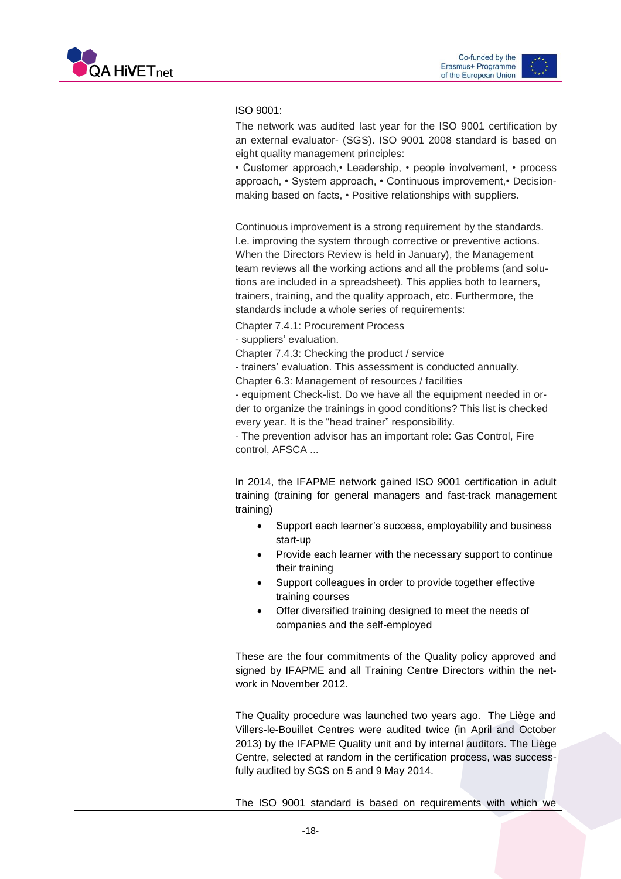| | ISO 9001:<br><br>The network was audited last year for the ISO 9001 certification by an external evaluator- (SGS). ISO 9001 2008 standard is based on eight quality management principles:<br>• Customer approach,• Leadership, • people involvement, • process approach, • System approach, • Continuous improvement,• Decision-making based on facts, • Positive relationships with suppliers.<br><br>Continuous improvement is a strong requirement by the standards. I.e. improving the system through corrective or preventive actions. When the Directors Review is held in January), the Management team reviews all the working actions and all the problems (and solutions are included in a spreadsheet). This applies both to learners, trainers, training, and the quality approach, etc. Furthermore, the standards include a whole series of requirements:<br>Chapter 7.4.1: Procurement Process<br>- suppliers' evaluation.<br>Chapter 7.4.3: Checking the product / service<br>- trainers' evaluation. This assessment is conducted annually.<br>Chapter 6.3: Management of resources / facilities<br>- equipment Check-list. Do we have all the equipment needed in order to organize the trainings in good conditions? This list is checked every year. It is the "head trainer" responsibility.<br>- The prevention advisor has an important role: Gas Control, Fire control, AFSCA ...<br><br>In 2014, the IFAPME network gained ISO 9001 certification in adult training (training for general managers and fast-track management training)<br>• Support each learner's success, employability and business start-up<br>• Provide each learner with the necessary support to continue their training<br>• Support colleagues in order to provide together effective training courses<br>• Offer diversified training designed to meet the needs of companies and the self-employed<br><br>These are the four commitments of the Quality policy approved and signed by IFAPME and all Training Centre Directors within the network in November 2012.<br><br>The Quality procedure was launched two years ago. The Liège and Villers-le-Bouillet Centres were audited twice (in April and October 2013) by the IFAPME Quality unit and by internal auditors. The Liège Centre, selected at random in the certification process, was successfully audited by SGS on 5 and 9 May 2014.<br><br>The ISO 9001 standard is based on requirements with which we |
|---|---|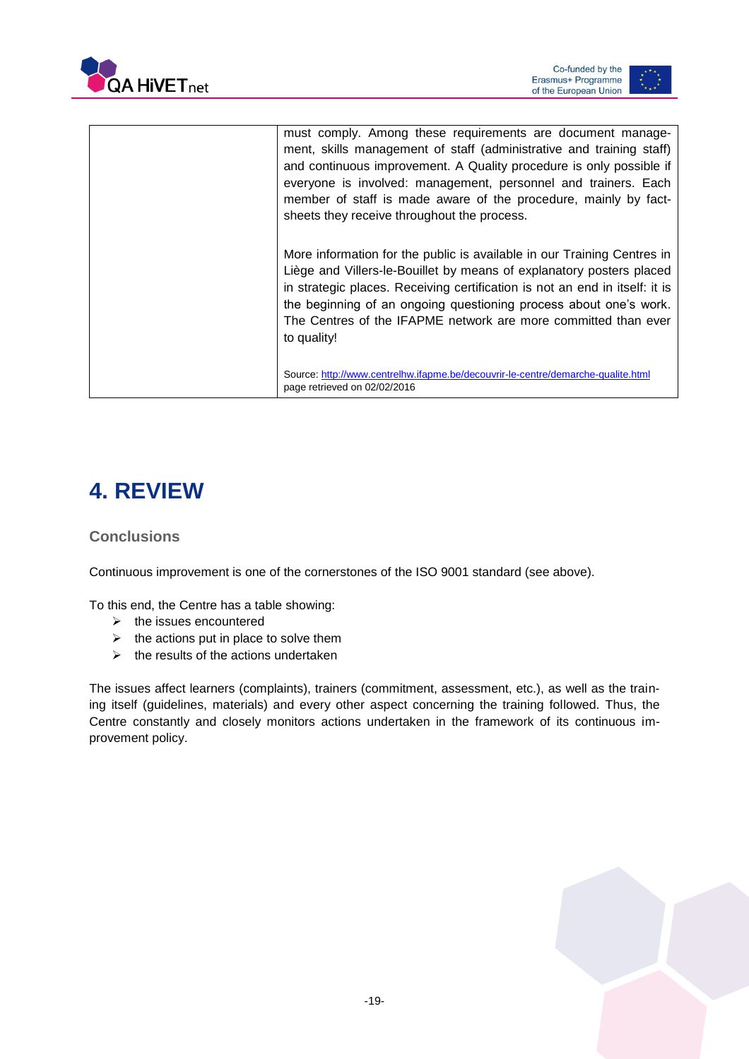| | |
|---|---|
| | must comply. Among these requirements are document management, skills management of staff (administrative and training staff) and continuous improvement. A Quality procedure is only possible if everyone is involved: management, personnel and trainers. Each member of staff is made aware of the procedure, mainly by fact-sheets they receive throughout the process.<br><br>More information for the public is available in our Training Centres in Liège and Villers-le-Bouillet by means of explanatory posters placed in strategic places. Receiving certification is not an end in itself: it is the beginning of an ongoing questioning process about one's work. The Centres of the IFAPME network are more committed than ever to quality!<br><br>Source: http://www.centrelhw.ifapme.be/decouvrir-le-centre/demarche-qualite.html page retrieved on 02/02/2016 |

# 4. REVIEW

## Conclusions

Continuous improvement is one of the cornerstones of the ISO 9001 standard (see above).

To this end, the Centre has a table showing:

- the issues encountered
- the actions put in place to solve them
- the results of the actions undertaken

The issues affect learners (complaints), trainers (commitment, assessment, etc.), as well as the training itself (guidelines, materials) and every other aspect concerning the training followed. Thus, the Centre constantly and closely monitors actions undertaken in the framework of its continuous improvement policy.